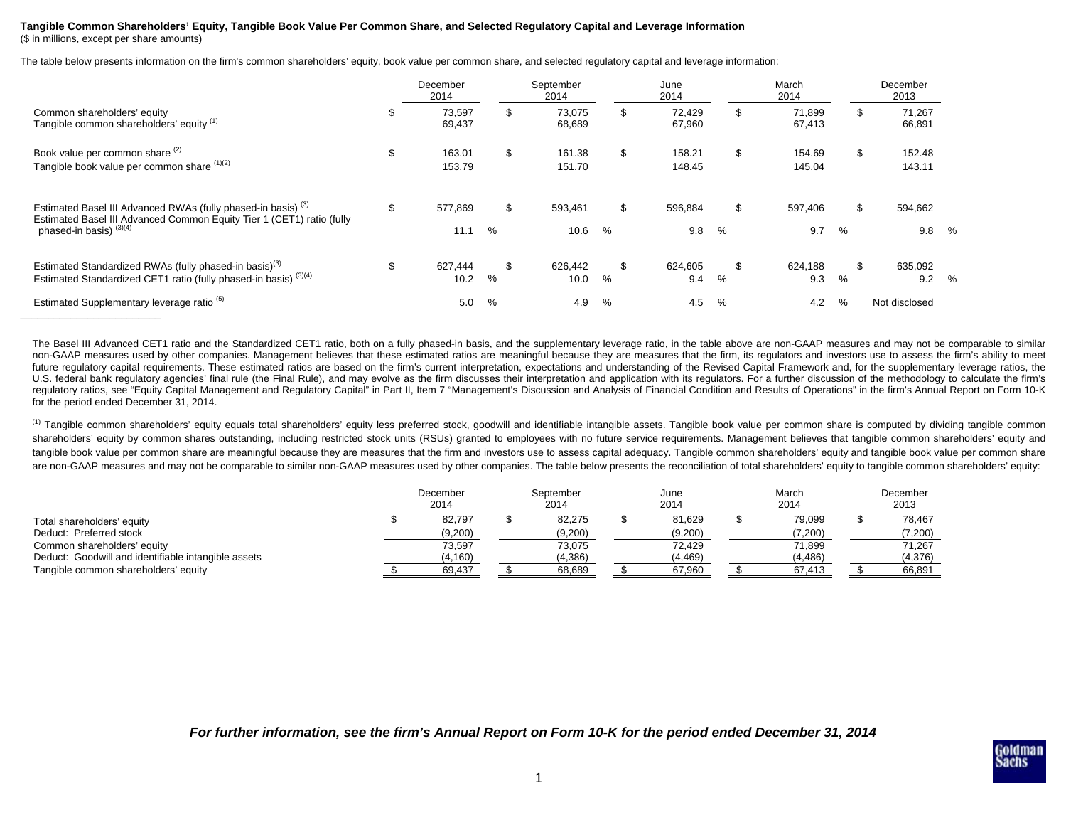**Tangible Common Shareholders' Equity, Tangible Book Value Per Common Share, and Selected Regulatory Capital and Leverage Information**
($ in millions, except per share amounts)

The table below presents information on the firm's common shareholders' equity, book value per common share, and selected regulatory capital and leverage information:

| | December 2014 | September 2014 | June 2014 | March 2014 | December 2013 |
|---|---|---|---|---|---|
| Common shareholders' equity | $ 73,597 | $ 73,075 | $ 72,429 | $ 71,899 | $ 71,267 |
| Tangible common shareholders' equity [1] | 69,437 | 68,689 | 67,960 | 67,413 | 66,891 |
| Book value per common share [2] | $ 163.01 | $ 161.38 | $ 158.21 | $ 154.69 | $ 152.48 |
| Tangible book value per common share [1][2] | 153.79 | 151.70 | 148.45 | 145.04 | 143.11 |
| Estimated Basel III Advanced RWAs (fully phased-in basis) [3] | $ 577,869 | $ 593,461 | $ 596,884 | $ 597,406 | $ 594,662 |
| Estimated Basel III Advanced Common Equity Tier 1 (CET1) ratio (fully phased-in basis) [3][4] | 11.1 % | 10.6 % | 9.8 % | 9.7 % | 9.8 % |
| Estimated Standardized RWAs (fully phased-in basis)[3] | $ 627,444 | $ 626,442 | $ 624,605 | $ 624,188 | $ 635,092 |
| Estimated Standardized CET1 ratio (fully phased-in basis) [3][4] | 10.2 % | 10.0 % | 9.4 % | 9.3 % | 9.2 % |
| Estimated Supplementary leverage ratio [5] | 5.0 % | 4.9 % | 4.5 % | 4.2 % | Not disclosed |

The Basel III Advanced CET1 ratio and the Standardized CET1 ratio, both on a fully phased-in basis, and the supplementary leverage ratio, in the table above are non-GAAP measures and may not be comparable to similar non-GAAP measures used by other companies. Management believes that these estimated ratios are meaningful because they are measures that the firm, its regulators and investors use to assess the firm's ability to meet future regulatory capital requirements. These estimated ratios are based on the firm's current interpretation, expectations and understanding of the Revised Capital Framework and, for the supplementary leverage ratios, the U.S. federal bank regulatory agencies' final rule (the Final Rule), and may evolve as the firm discusses their interpretation and application with its regulators. For a further discussion of the methodology to calculate the firm's regulatory ratios, see "Equity Capital Management and Regulatory Capital" in Part II, Item 7 "Management's Discussion and Analysis of Financial Condition and Results of Operations" in the firm's Annual Report on Form 10-K for the period ended December 31, 2014.

[1] Tangible common shareholders' equity equals total shareholders' equity less preferred stock, goodwill and identifiable intangible assets. Tangible book value per common share is computed by dividing tangible common shareholders' equity by common shares outstanding, including restricted stock units (RSUs) granted to employees with no future service requirements. Management believes that tangible common shareholders' equity and tangible book value per common share are meaningful because they are measures that the firm and investors use to assess capital adequacy. Tangible common shareholders' equity and tangible book value per common share are non-GAAP measures and may not be comparable to similar non-GAAP measures used by other companies. The table below presents the reconciliation of total shareholders' equity to tangible common shareholders' equity:

| | December 2014 | September 2014 | June 2014 | March 2014 | December 2013 |
|---|---|---|---|---|---|
| Total shareholders' equity | $ 82,797 | $ 82,275 | $ 81,629 | $ 79,099 | $ 78,467 |
| Deduct: Preferred stock | (9,200) | (9,200) | (9,200) | (7,200) | (7,200) |
| Common shareholders' equity | 73,597 | 73,075 | 72,429 | 71,899 | 71,267 |
| Deduct: Goodwill and identifiable intangible assets | (4,160) | (4,386) | (4,469) | (4,486) | (4,376) |
| Tangible common shareholders' equity | $ 69,437 | $ 68,689 | $ 67,960 | $ 67,413 | $ 66,891 |

***For further information, see the firm's Annual Report on Form 10-K for the period ended December 31, 2014***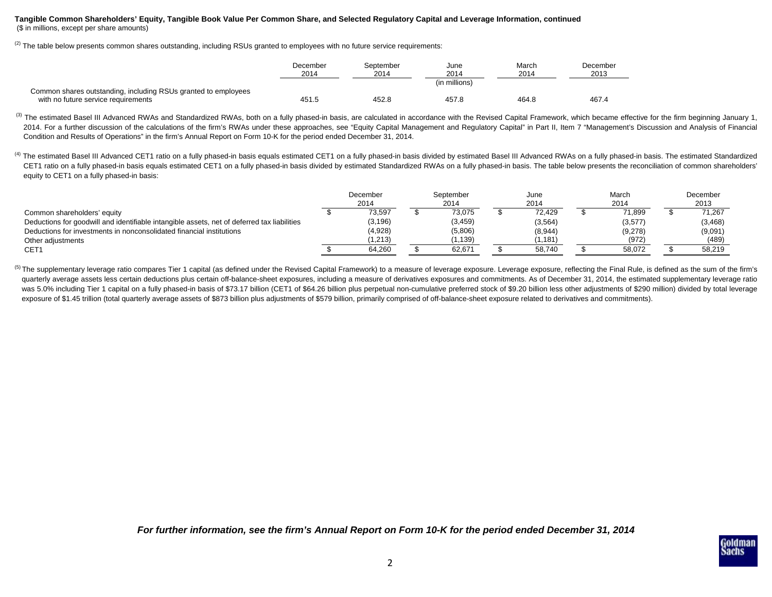**Tangible Common Shareholders' Equity, Tangible Book Value Per Common Share, and Selected Regulatory Capital and Leverage Information, continued**
($ in millions, except per share amounts)

[(2)] The table below presents common shares outstanding, including RSUs granted to employees with no future service requirements:

| | December 2014 | September 2014 | June 2014 | March 2014 | December 2013 |
|---|---|---|---|---|---|
| | | | (in millions) | | |
| Common shares outstanding, including RSUs granted to employees with no future service requirements | 451.5 | 452.8 | 457.8 | 464.8 | 467.4 |

[(3)] The estimated Basel III Advanced RWAs and Standardized RWAs, both on a fully phased-in basis, are calculated in accordance with the Revised Capital Framework, which became effective for the firm beginning January 1, 2014. For a further discussion of the calculations of the firm's RWAs under these approaches, see "Equity Capital Management and Regulatory Capital" in Part II, Item 7 "Management's Discussion and Analysis of Financial Condition and Results of Operations" in the firm's Annual Report on Form 10-K for the period ended December 31, 2014.

[(4)] The estimated Basel III Advanced CET1 ratio on a fully phased-in basis equals estimated CET1 on a fully phased-in basis divided by estimated Basel III Advanced RWAs on a fully phased-in basis. The estimated Standardized CET1 ratio on a fully phased-in basis equals estimated CET1 on a fully phased-in basis divided by estimated Standardized RWAs on a fully phased-in basis. The table below presents the reconciliation of common shareholders' equity to CET1 on a fully phased-in basis:

| | December 2014 | September 2014 | June 2014 | March 2014 | December 2013 |
|---|---|---|---|---|---|
| Common shareholders' equity | $ 73,597 | $ 73,075 | $ 72,429 | $ 71,899 | $ 71,267 |
| Deductions for goodwill and identifiable intangible assets, net of deferred tax liabilities | (3,196) | (3,459) | (3,564) | (3,577) | (3,468) |
| Deductions for investments in nonconsolidated financial institutions | (4,928) | (5,806) | (8,944) | (9,278) | (9,091) |
| Other adjustments | (1,213) | (1,139) | (1,181) | (972) | (489) |
| CET1 | $ 64,260 | $ 62,671 | $ 58,740 | $ 58,072 | $ 58,219 |

[(5)] The supplementary leverage ratio compares Tier 1 capital (as defined under the Revised Capital Framework) to a measure of leverage exposure. Leverage exposure, reflecting the Final Rule, is defined as the sum of the firm's quarterly average assets less certain deductions plus certain off-balance-sheet exposures, including a measure of derivatives exposures and commitments. As of December 31, 2014, the estimated supplementary leverage ratio was 5.0% including Tier 1 capital on a fully phased-in basis of $73.17 billion (CET1 of $64.26 billion plus perpetual non-cumulative preferred stock of $9.20 billion less other adjustments of $290 million) divided by total leverage exposure of $1.45 trillion (total quarterly average assets of $873 billion plus adjustments of $579 billion, primarily comprised of off-balance-sheet exposure related to derivatives and commitments).

***For further information, see the firm's Annual Report on Form 10-K for the period ended December 31, 2014***